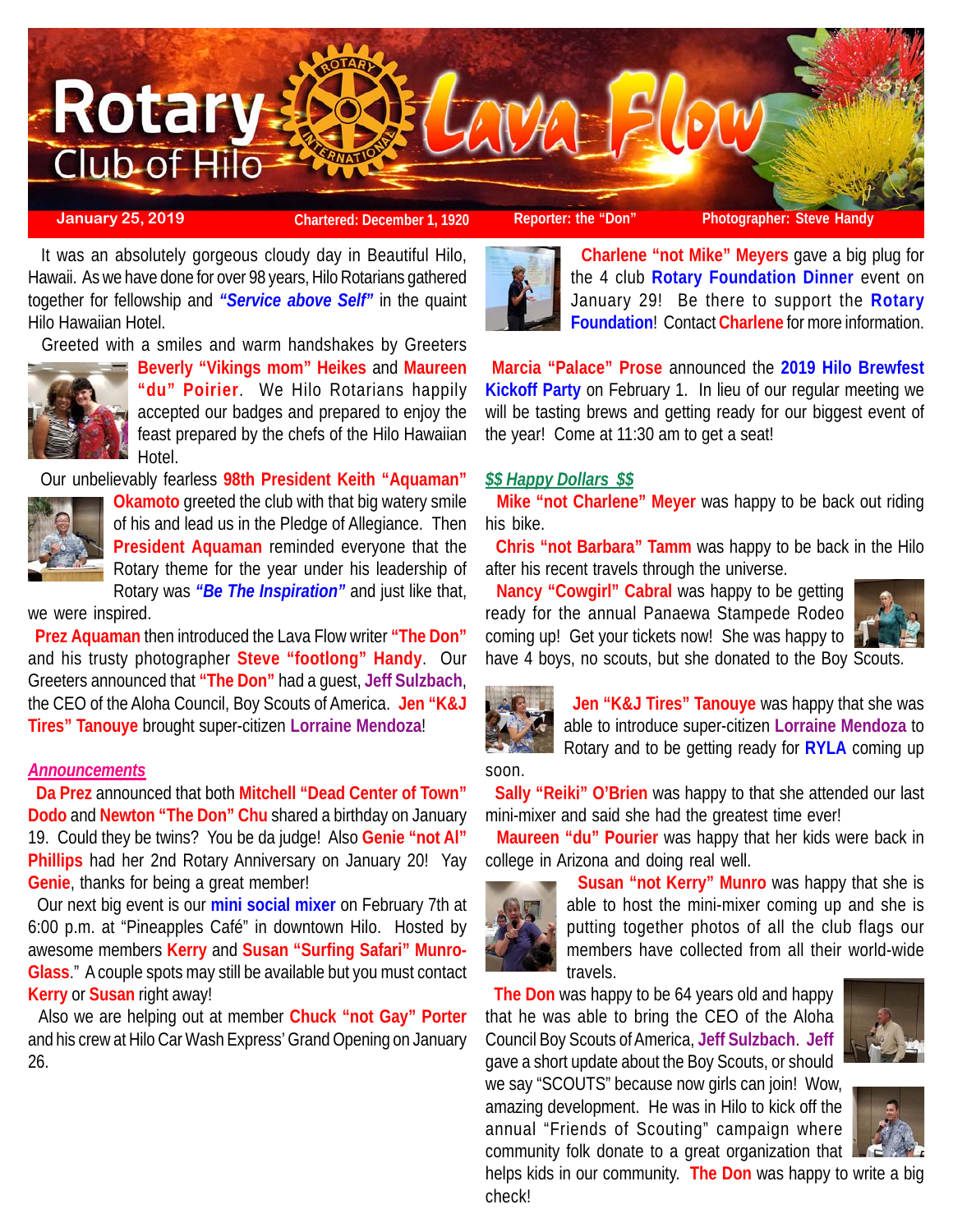# Rotary Club of Hilo — Lava Flow

**January 25, 2019** | **Chartered: December 1, 1920** | **Reporter: the "Don"** | **Photographer: Steve Handy**

It was an absolutely gorgeous cloudy day in Beautiful Hilo, Hawaii. As we have done for over 98 years, Hilo Rotarians gathered together for fellowship and ***"Service above Self"*** in the quaint Hilo Hawaiian Hotel.

Greeted with a smiles and warm handshakes by Greeters **Beverly "Vikings mom" Heikes** and **Maureen "du" Poirier**. We Hilo Rotarians happily accepted our badges and prepared to enjoy the feast prepared by the chefs of the Hilo Hawaiian Hotel.

Our unbelievably fearless **98th President Keith "Aquaman" Okamoto** greeted the club with that big watery smile of his and lead us in the Pledge of Allegiance. Then **President Aquaman** reminded everyone that the Rotary theme for the year under his leadership of Rotary was ***"Be The Inspiration"*** and just like that, we were inspired.

**Prez Aquaman** then introduced the Lava Flow writer **"The Don"** and his trusty photographer **Steve "footlong" Handy**. Our Greeters announced that **"The Don"** had a guest, **Jeff Sulzbach**, the CEO of the Aloha Council, Boy Scouts of America. **Jen "K&J Tires" Tanouye** brought super-citizen **Lorraine Mendoza**!

## *Announcements*

**Da Prez** announced that both **Mitchell "Dead Center of Town" Dodo** and **Newton "The Don" Chu** shared a birthday on January 19. Could they be twins? You be da judge! Also **Genie "not Al" Phillips** had her 2nd Rotary Anniversary on January 20! Yay **Genie**, thanks for being a great member!

Our next big event is our **mini social mixer** on February 7th at 6:00 p.m. at "Pineapples Café" in downtown Hilo. Hosted by awesome members **Kerry** and **Susan "Surfing Safari" Munro-Glass**." A couple spots may still be available but you must contact **Kerry** or **Susan** right away!

Also we are helping out at member **Chuck "not Gay" Porter** and his crew at Hilo Car Wash Express' Grand Opening on January 26.

**Charlene "not Mike" Meyers** gave a big plug for the 4 club **Rotary Foundation Dinner** event on January 29! Be there to support the **Rotary Foundation**! Contact **Charlene** for more information.

**Marcia "Palace" Prose** announced the **2019 Hilo Brewfest Kickoff Party** on February 1. In lieu of our regular meeting we will be tasting brews and getting ready for our biggest event of the year! Come at 11:30 am to get a seat!

## *$$ Happy Dollars $$*

**Mike "not Charlene" Meyer** was happy to be back out riding his bike.

**Chris "not Barbara" Tamm** was happy to be back in the Hilo after his recent travels through the universe.

**Nancy "Cowgirl" Cabral** was happy to be getting ready for the annual Panaewa Stampede Rodeo coming up! Get your tickets now! She was happy to have 4 boys, no scouts, but she donated to the Boy Scouts.

**Jen "K&J Tires" Tanouye** was happy that she was able to introduce super-citizen **Lorraine Mendoza** to Rotary and to be getting ready for **RYLA** coming up soon.

**Sally "Reiki" O'Brien** was happy to that she attended our last mini-mixer and said she had the greatest time ever!

**Maureen "du" Pourier** was happy that her kids were back in college in Arizona and doing real well.

**Susan "not Kerry" Munro** was happy that she is able to host the mini-mixer coming up and she is putting together photos of all the club flags our members have collected from all their world-wide travels.

**The Don** was happy to be 64 years old and happy that he was able to bring the CEO of the Aloha Council Boy Scouts of America, **Jeff Sulzbach**. **Jeff** gave a short update about the Boy Scouts, or should we say "SCOUTS" because now girls can join! Wow, amazing development. He was in Hilo to kick off the annual "Friends of Scouting" campaign where community folk donate to a great organization that helps kids in our community. **The Don** was happy to write a big check!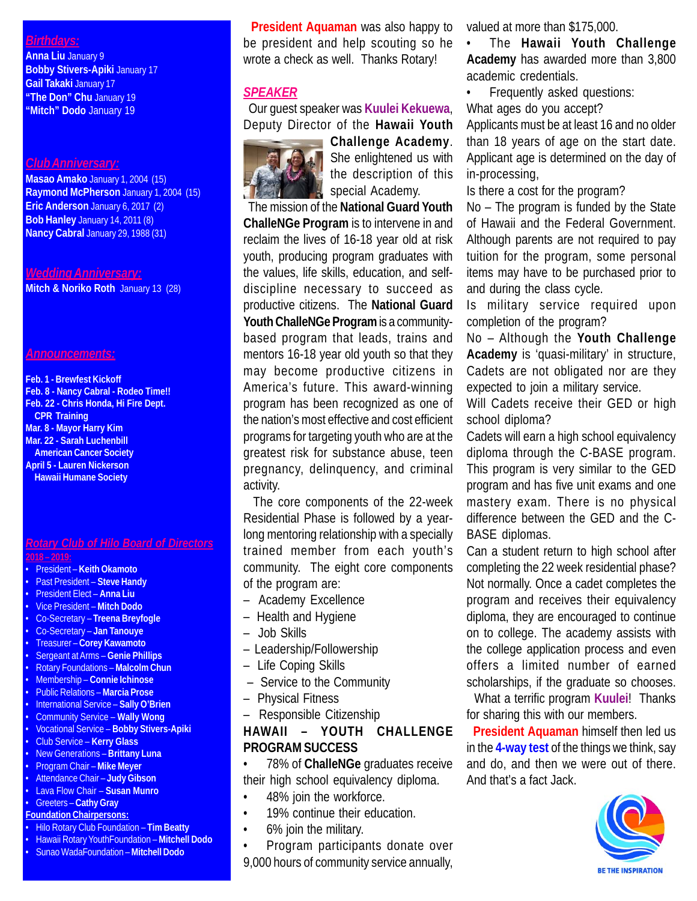## *Birthdays:*

**Anna Liu** January 9
**Bobby Stivers-Apiki** January 17
**Gail Takaki** January 17
**"The Don" Chu** January 19
**"Mitch" Dodo** January 19

## *Club Anniversary:*

**Masao Amako** January 1, 2004 (15)
**Raymond McPherson** January 1, 2004 (15)
**Eric Anderson** January 6, 2017 (2)
**Bob Hanley** January 14, 2011 (8)
**Nancy Cabral** January 29, 1988 (31)

## *Wedding Anniversary:*

**Mitch & Noriko Roth** January 13 (28)

## *Announcements:*

**Feb. 1 - Brewfest Kickoff**
**Feb. 8 - Nancy Cabral - Rodeo Time!!**
**Feb. 22 - Chris Honda, Hi Fire Dept. CPR Training**
**Mar. 8 - Mayor Harry Kim**
**Mar. 22 - Sarah Luchenbill American Cancer Society**
**April 5 - Lauren Nickerson Hawaii Humane Society**

## *Rotary Club of Hilo Board of Directors*

**2018 – 2019:**

- President – **Keith Okamoto**
- Past President – **Steve Handy**
- President Elect – **Anna Liu**
- Vice President – **Mitch Dodo**
- Co-Secretary – **Treena Breyfogle**
- Co-Secretary – **Jan Tanouye**
- Treasurer – **Corey Kawamoto**
- Sergeant at Arms – **Genie Phillips**
- Rotary Foundations – **Malcolm Chun**
- Membership – **Connie Ichinose**
- Public Relations – **Marcia Prose**
- International Service – **Sally O'Brien**
- Community Service – **Wally Wong**
- Vocational Service – **Bobby Stivers-Apiki**
- Club Service – **Kerry Glass**
- New Generations – **Brittany Luna**
- Program Chair – **Mike Meyer**
- Attendance Chair – **Judy Gibson**
- Lava Flow Chair – **Susan Munro**
- Greeters – **Cathy Gray**

**Foundation Chairpersons:**

- Hilo Rotary Club Foundation – **Tim Beatty**
- Hawaii Rotary YouthFoundation – **Mitchell Dodo**
- Sunao WadaFoundation – **Mitchell Dodo**

**President Aquaman** was also happy to be president and help scouting so he wrote a check as well. Thanks Rotary!

## *SPEAKER*

Our guest speaker was **Kuulei Kekuewa**, Deputy Director of the **Hawaii Youth Challenge Academy**. She enlightened us with the description of this special Academy.

The mission of the **National Guard Youth ChalleNGe Program** is to intervene in and reclaim the lives of 16-18 year old at risk youth, producing program graduates with the values, life skills, education, and self-discipline necessary to succeed as productive citizens. The **National Guard Youth ChalleNGe Program** is a community-based program that leads, trains and mentors 16-18 year old youth so that they may become productive citizens in America's future. This award-winning program has been recognized as one of the nation's most effective and cost efficient programs for targeting youth who are at the greatest risk for substance abuse, teen pregnancy, delinquency, and criminal activity.

The core components of the 22-week Residential Phase is followed by a year-long mentoring relationship with a specially trained member from each youth's community. The eight core components of the program are:

– Academy Excellence
– Health and Hygiene
– Job Skills
– Leadership/Followership
– Life Coping Skills
– Service to the Community
– Physical Fitness
– Responsible Citizenship

**HAWAII – YOUTH CHALLENGE PROGRAM SUCCESS**

- 78% of **ChalleNGe** graduates receive their high school equivalency diploma.
- 48% join the workforce.
- 19% continue their education.
- 6% join the military.
- Program participants donate over 9,000 hours of community service annually, valued at more than $175,000.
- The **Hawaii Youth Challenge Academy** has awarded more than 3,800 academic credentials.
- Frequently asked questions:

What ages do you accept?
Applicants must be at least 16 and no older than 18 years of age on the start date. Applicant age is determined on the day of in-processing,

Is there a cost for the program?
No – The program is funded by the State of Hawaii and the Federal Government. Although parents are not required to pay tuition for the program, some personal items may have to be purchased prior to and during the class cycle.

Is military service required upon completion of the program?
No – Although the **Youth Challenge Academy** is 'quasi-military' in structure, Cadets are not obligated nor are they expected to join a military service.

Will Cadets receive their GED or high school diploma?
Cadets will earn a high school equivalency diploma through the C-BASE program. This program is very similar to the GED program and has five unit exams and one mastery exam. There is no physical difference between the GED and the C-BASE diplomas.

Can a student return to high school after completing the 22 week residential phase?
Not normally. Once a cadet completes the program and receives their equivalency diploma, they are encouraged to continue on to college. The academy assists with the college application process and even offers a limited number of earned scholarships, if the graduate so chooses.

What a terrific program **Kuulei**! Thanks for sharing this with our members.

**President Aquaman** himself then led us in the **4-way test** of the things we think, say and do, and then we were out of there. And that's a fact Jack.

BE THE INSPIRATION